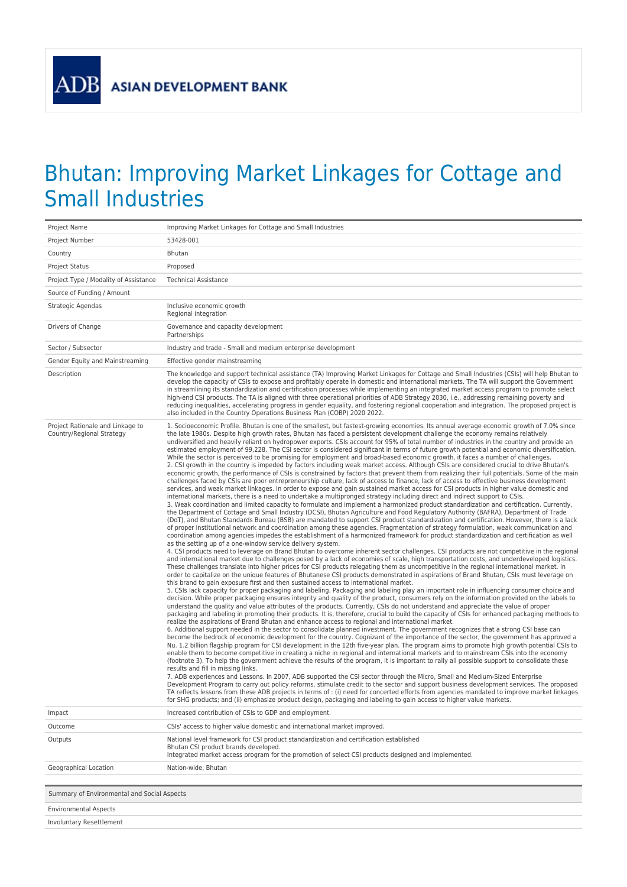# Bhutan: Improving Market Linkages for Cottage and Small Industries

| | |
|---|---|
| Project Name | Improving Market Linkages for Cottage and Small Industries |
| Project Number | 53428-001 |
| Country | Bhutan |
| Project Status | Proposed |
| Project Type / Modality of Assistance | Technical Assistance |
| Source of Funding / Amount | |
| Strategic Agendas | Inclusive economic growth<br>Regional integration |
| Drivers of Change | Governance and capacity development<br>Partnerships |
| Sector / Subsector | Industry and trade - Small and medium enterprise development |
| Gender Equity and Mainstreaming | Effective gender mainstreaming |
| Description | The knowledge and support technical assistance (TA) Improving Market Linkages for Cottage and Small Industries (CSIs) will help Bhutan to develop the capacity of CSIs to expose and profitably operate in domestic and international markets. The TA will support the Government in streamlining its standardization and certification processes while implementing an integrated market access program to promote select high-end CSI products. The TA is aligned with three operational priorities of ADB Strategy 2030, i.e., addressing remaining poverty and reducing inequalities, accelerating progress in gender equality, and fostering regional cooperation and integration. The proposed project is also included in the Country Operations Business Plan (COBP) 2020 2022. |
| Project Rationale and Linkage to Country/Regional Strategy | 1. Socioeconomic Profile. Bhutan is one of the smallest, but fastest-growing economies. Its annual average economic growth of 7.0% since the late 1980s. Despite high growth rates, Bhutan has faced a persistent development challenge the economy remains relatively undiversified and heavily reliant on hydropower exports. CSIs account for 95% of total number of industries in the country and provide an estimated employment of 99,228. The CSI sector is considered significant in terms of future growth potential and economic diversification. While the sector is perceived to be promising for employment and broad-based economic growth, it faces a number of challenges.<br>2. CSI growth in the country is impeded by factors including weak market access. Although CSIs are considered crucial to drive Bhutan's economic growth, the performance of CSIs is constrained by factors that prevent them from realizing their full potentials. Some of the main challenges faced by CSIs are poor entrepreneurship culture, lack of access to finance, lack of access to effective business development services, and weak market linkages. In order to expose and gain sustained market access for CSI products in higher value domestic and international markets, there is a need to undertake a multipronged strategy including direct and indirect support to CSIs.<br>3. Weak coordination and limited capacity to formulate and implement a harmonized product standardization and certification. Currently, the Department of Cottage and Small Industry (DCSI), Bhutan Agriculture and Food Regulatory Authority (BAFRA), Department of Trade (DoT), and Bhutan Standards Bureau (BSB) are mandated to support CSI product standardization and certification. However, there is a lack of proper institutional network and coordination among these agencies. Fragmentation of strategy formulation, weak communication and coordination among agencies impedes the establishment of a harmonized framework for product standardization and certification as well as the setting up of a one-window service delivery system.<br>4. CSI products need to leverage on Brand Bhutan to overcome inherent sector challenges. CSI products are not competitive in the regional and international market due to challenges posed by a lack of economies of scale, high transportation costs, and underdeveloped logistics. These challenges translate into higher prices for CSI products relegating them as uncompetitive in the regional international market. In order to capitalize on the unique features of Bhutanese CSI products demonstrated in aspirations of Brand Bhutan, CSIs must leverage on this brand to gain exposure first and then sustained access to international market.<br>5. CSIs lack capacity for proper packaging and labeling. Packaging and labeling play an important role in influencing consumer choice and decision. While proper packaging ensures integrity and quality of the product, consumers rely on the information provided on the labels to understand the quality and value attributes of the products. Currently, CSIs do not understand and appreciate the value of proper packaging and labeling in promoting their products. It is, therefore, crucial to build the capacity of CSIs for enhanced packaging methods to realize the aspirations of Brand Bhutan and enhance access to regional and international market.<br>6. Additional support needed in the sector to consolidate planned investment. The government recognizes that a strong CSI base can become the bedrock of economic development for the country. Cognizant of the importance of the sector, the government has approved a Nu. 1.2 billion flagship program for CSI development in the 12th five-year plan. The program aims to promote high growth potential CSIs to enable them to become competitive in creating a niche in regional and international markets and to mainstream CSIs into the economy (footnote 3). To help the government achieve the results of the program, it is important to rally all possible support to consolidate these results and fill in missing links.<br>7. ADB experiences and Lessons. In 2007, ADB supported the CSI sector through the Micro, Small and Medium-Sized Enterprise Development Program to carry out policy reforms, stimulate credit to the sector and support business development services. The proposed TA reflects lessons from these ADB projects in terms of : (i) need for concerted efforts from agencies mandated to improve market linkages for SHG products; and (ii) emphasize product design, packaging and labeling to gain access to higher value markets. |
| Impact | Increased contribution of CSIs to GDP and employment. |
| Outcome | CSIs' access to higher value domestic and international market improved. |
| Outputs | National level framework for CSI product standardization and certification established<br>Bhutan CSI product brands developed.<br>Integrated market access program for the promotion of select CSI products designed and implemented. |
| Geographical Location | Nation-wide, Bhutan |

| Summary of Environmental and Social Aspects |
|---|
| Environmental Aspects |
| Involuntary Resettlement |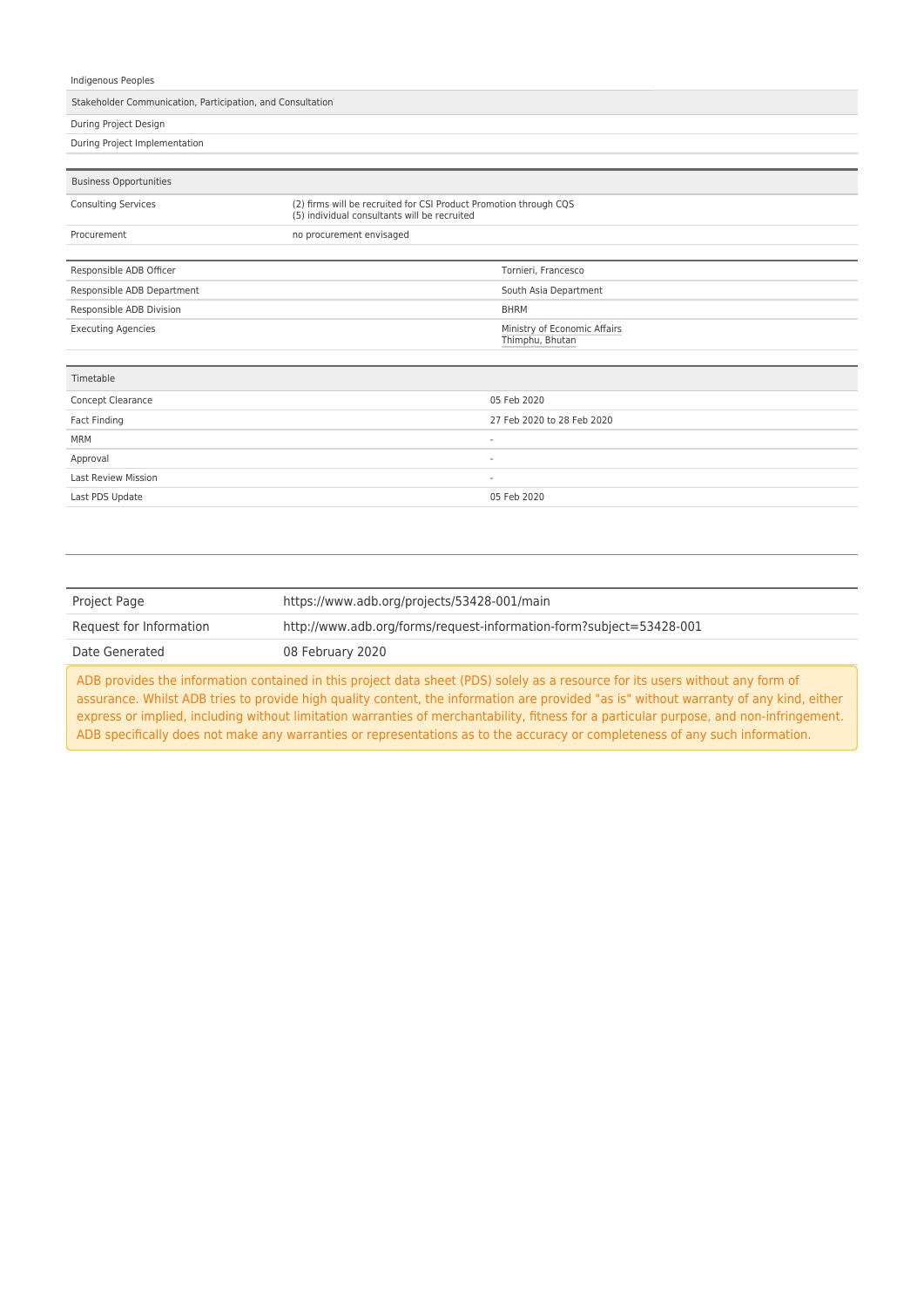| | |
|---|---|
| Indigenous Peoples | |
| Stakeholder Communication, Participation, and Consultation | |
| During Project Design | |
| During Project Implementation | |

| Business Opportunities | |
|---|---|
| Consulting Services | (2) firms will be recruited for CSI Product Promotion through CQS<br>(5) individual consultants will be recruited |
| Procurement | no procurement envisaged |

| | |
|---|---|
| Responsible ADB Officer | Tornieri, Francesco |
| Responsible ADB Department | South Asia Department |
| Responsible ADB Division | BHRM |
| Executing Agencies | Ministry of Economic Affairs<br>Thimphu, Bhutan |

| Timetable | |
|---|---|
| Concept Clearance | 05 Feb 2020 |
| Fact Finding | 27 Feb 2020 to 28 Feb 2020 |
| MRM | - |
| Approval | - |
| Last Review Mission | - |
| Last PDS Update | 05 Feb 2020 |

| | |
|---|---|
| Project Page | https://www.adb.org/projects/53428-001/main |
| Request for Information | http://www.adb.org/forms/request-information-form?subject=53428-001 |
| Date Generated | 08 February 2020 |

ADB provides the information contained in this project data sheet (PDS) solely as a resource for its users without any form of assurance. Whilst ADB tries to provide high quality content, the information are provided "as is" without warranty of any kind, either express or implied, including without limitation warranties of merchantability, fitness for a particular purpose, and non-infringement. ADB specifically does not make any warranties or representations as to the accuracy or completeness of any such information.